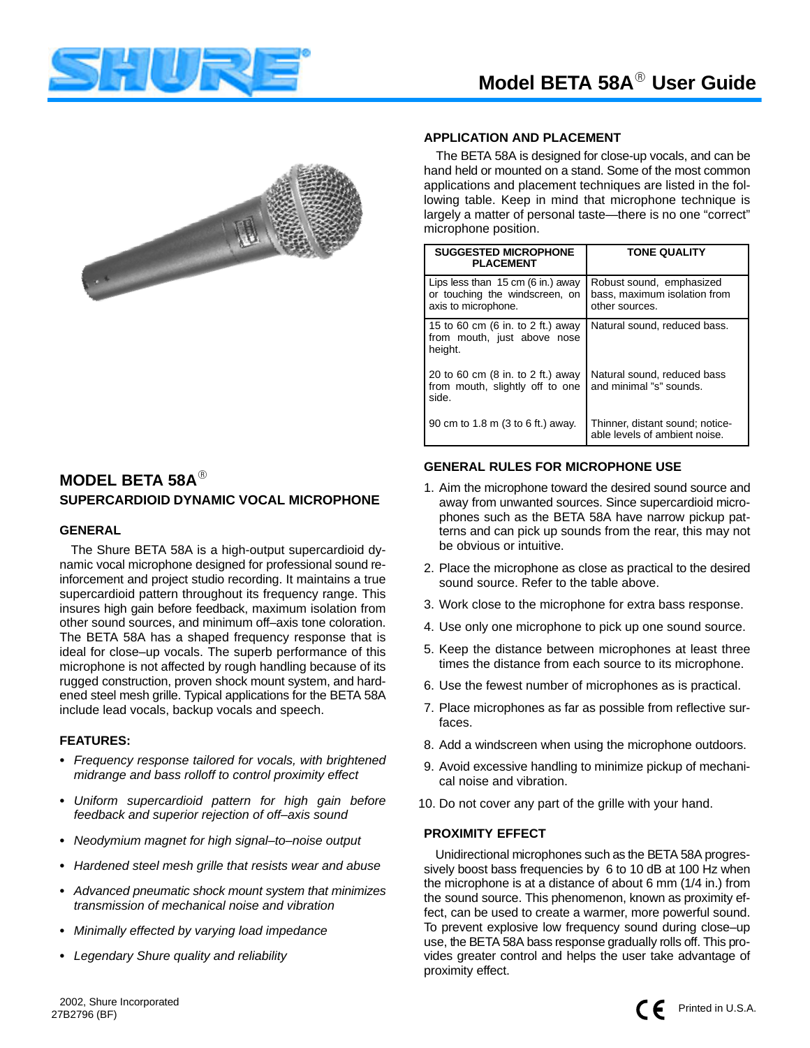# Model BETA 58A® User Guide

## MODEL BETA 58A®

### SUPERCARDIOID DYNAMIC VOCAL MICROPHONE

### GENERAL

The Shure BETA 58A is a high-output supercardioid dynamic vocal microphone designed for professional sound reinforcement and project studio recording. It maintains a true supercardioid pattern throughout its frequency range. This insures high gain before feedback, maximum isolation from other sound sources, and minimum off–axis tone coloration. The BETA 58A has a shaped frequency response that is ideal for close–up vocals. The superb performance of this microphone is not affected by rough handling because of its rugged construction, proven shock mount system, and hardened steel mesh grille. Typical applications for the BETA 58A include lead vocals, backup vocals and speech.

### FEATURES:

- *Frequency response tailored for vocals, with brightened midrange and bass rolloff to control proximity effect*
- *Uniform supercardioid pattern for high gain before feedback and superior rejection of off–axis sound*
- *Neodymium magnet for high signal–to–noise output*
- *Hardened steel mesh grille that resists wear and abuse*
- *Advanced pneumatic shock mount system that minimizes transmission of mechanical noise and vibration*
- *Minimally effected by varying load impedance*
- *Legendary Shure quality and reliability*

### APPLICATION AND PLACEMENT

The BETA 58A is designed for close-up vocals, and can be hand held or mounted on a stand. Some of the most common applications and placement techniques are listed in the following table. Keep in mind that microphone technique is largely a matter of personal taste—there is no one "correct" microphone position.

| SUGGESTED MICROPHONE PLACEMENT | TONE QUALITY |
|---|---|
| Lips less than 15 cm (6 in.) away or touching the windscreen, on axis to microphone. | Robust sound, emphasized bass, maximum isolation from other sources. |
| 15 to 60 cm (6 in. to 2 ft.) away from mouth, just above nose height. | Natural sound, reduced bass. |
| 20 to 60 cm (8 in. to 2 ft.) away from mouth, slightly off to one side. | Natural sound, reduced bass and minimal "s" sounds. |
| 90 cm to 1.8 m (3 to 6 ft.) away. | Thinner, distant sound; noticeable levels of ambient noise. |

### GENERAL RULES FOR MICROPHONE USE

1. Aim the microphone toward the desired sound source and away from unwanted sources. Since supercardioid microphones such as the BETA 58A have narrow pickup patterns and can pick up sounds from the rear, this may not be obvious or intuitive.
2. Place the microphone as close as practical to the desired sound source. Refer to the table above.
3. Work close to the microphone for extra bass response.
4. Use only one microphone to pick up one sound source.
5. Keep the distance between microphones at least three times the distance from each source to its microphone.
6. Use the fewest number of microphones as is practical.
7. Place microphones as far as possible from reflective surfaces.
8. Add a windscreen when using the microphone outdoors.
9. Avoid excessive handling to minimize pickup of mechanical noise and vibration.
10. Do not cover any part of the grille with your hand.

### PROXIMITY EFFECT

Unidirectional microphones such as the BETA 58A progressively boost bass frequencies by 6 to 10 dB at 100 Hz when the microphone is at a distance of about 6 mm (1/4 in.) from the sound source. This phenomenon, known as proximity effect, can be used to create a warmer, more powerful sound. To prevent explosive low frequency sound during close–up use, the BETA 58A bass response gradually rolls off. This provides greater control and helps the user take advantage of proximity effect.

2002, Shure Incorporated
27B2796 (BF)

Printed in U.S.A.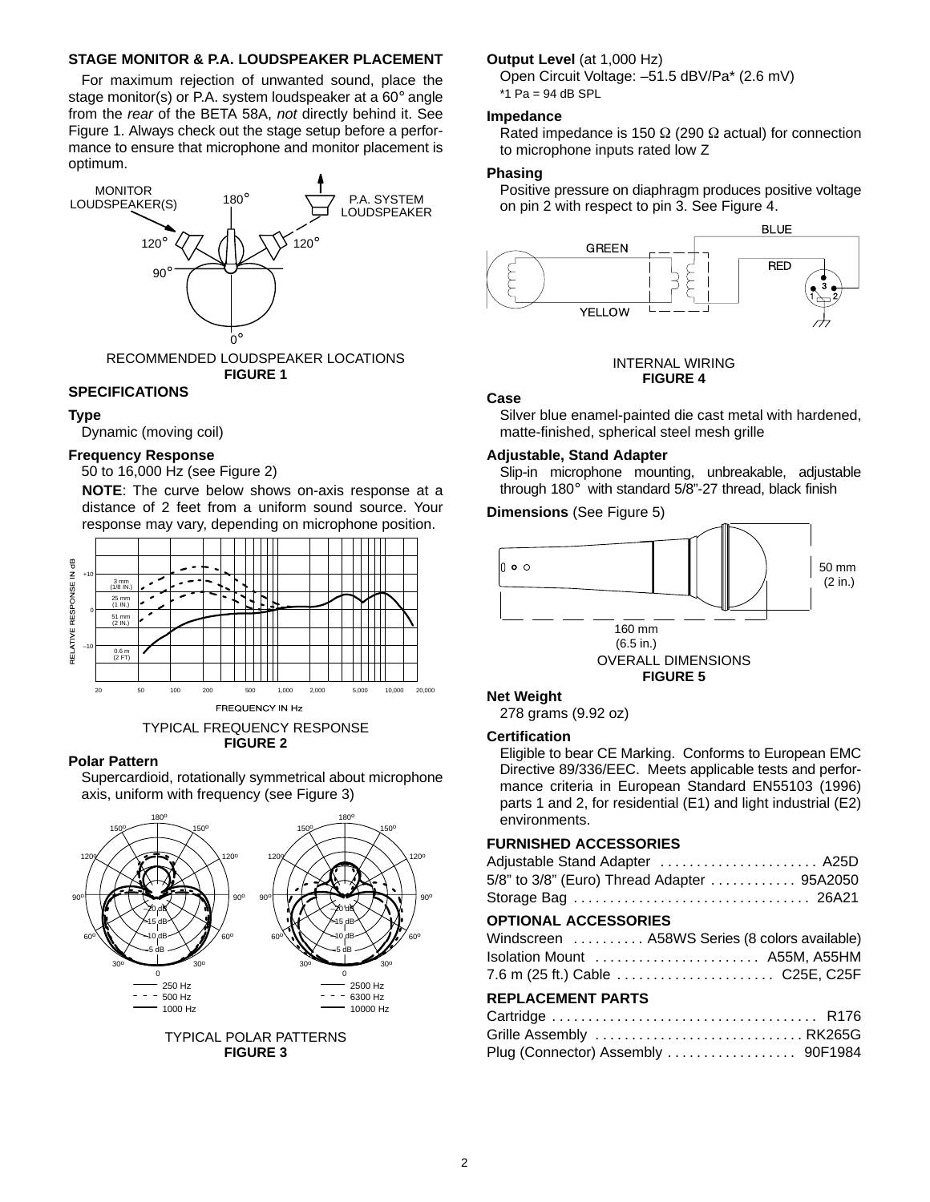### STAGE MONITOR & P.A. LOUDSPEAKER PLACEMENT

For maximum rejection of unwanted sound, place the stage monitor(s) or P.A. system loudspeaker at a 60° angle from the *rear* of the BETA 58A, *not* directly behind it. See Figure 1. Always check out the stage setup before a performance to ensure that microphone and monitor placement is optimum.

RECOMMENDED LOUDSPEAKER LOCATIONS
**FIGURE 1**

### SPECIFICATIONS

**Type**

Dynamic (moving coil)

**Frequency Response**

50 to 16,000 Hz (see Figure 2)

**NOTE**: The curve below shows on-axis response at a distance of 2 feet from a uniform sound source. Your response may vary, depending on microphone position.

TYPICAL FREQUENCY RESPONSE
**FIGURE 2**

**Polar Pattern**

Supercardioid, rotationally symmetrical about microphone axis, uniform with frequency (see Figure 3)

TYPICAL POLAR PATTERNS
**FIGURE 3**

**Output Level** (at 1,000 Hz)

Open Circuit Voltage: –51.5 dBV/Pa* (2.6 mV)
*1 Pa = 94 dB SPL

**Impedance**

Rated impedance is 150 Ω (290 Ω actual) for connection to microphone inputs rated low Z

**Phasing**

Positive pressure on diaphragm produces positive voltage on pin 2 with respect to pin 3. See Figure 4.

INTERNAL WIRING
**FIGURE 4**

**Case**

Silver blue enamel-painted die cast metal with hardened, matte-finished, spherical steel mesh grille

**Adjustable, Stand Adapter**

Slip-in microphone mounting, unbreakable, adjustable through 180° with standard 5/8"-27 thread, black finish

**Dimensions** (See Figure 5)

OVERALL DIMENSIONS
**FIGURE 5**

**Net Weight**

278 grams (9.92 oz)

**Certification**

Eligible to bear CE Marking. Conforms to European EMC Directive 89/336/EEC. Meets applicable tests and performance criteria in European Standard EN55103 (1996) parts 1 and 2, for residential (E1) and light industrial (E2) environments.

### FURNISHED ACCESSORIES

Adjustable Stand Adapter ...................... A25D
5/8" to 3/8" (Euro) Thread Adapter ............ 95A2050
Storage Bag ................................. 26A21

### OPTIONAL ACCESSORIES

Windscreen .......... A58WS Series (8 colors available)
Isolation Mount ....................... A55M, A55HM
7.6 m (25 ft.) Cable ...................... C25E, C25F

### REPLACEMENT PARTS

Cartridge ..................................... R176
Grille Assembly ............................. RK265G
Plug (Connector) Assembly .................. 90F1984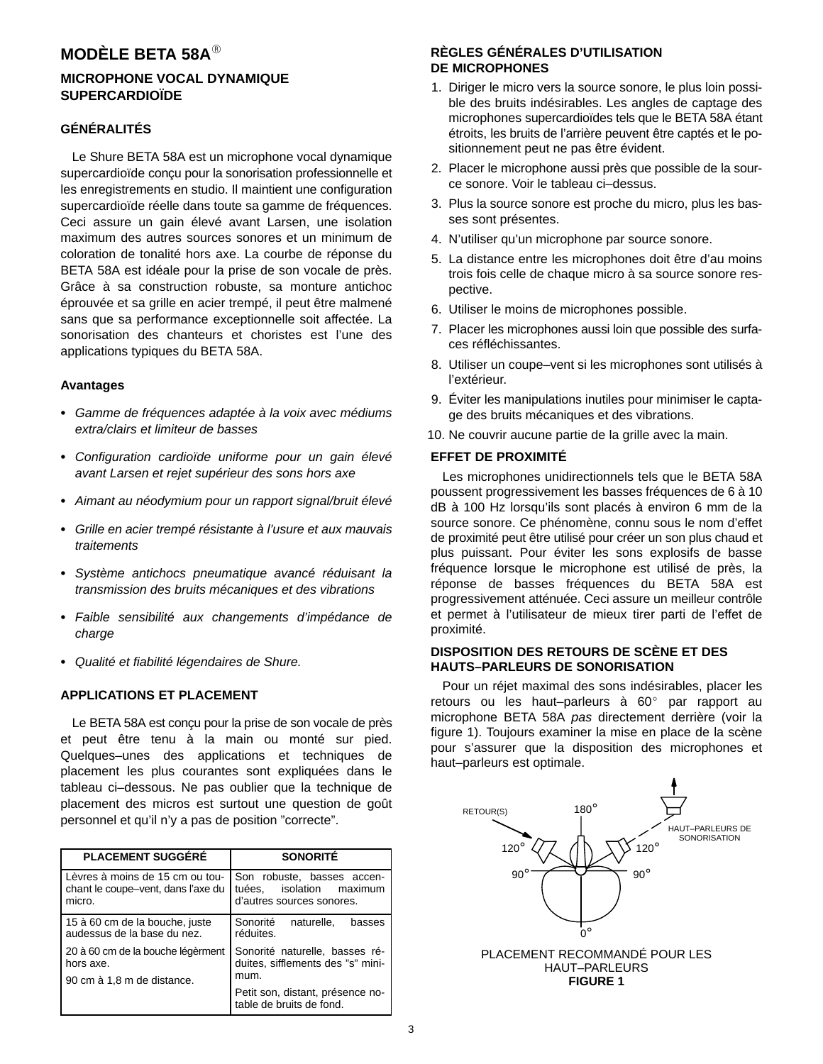# MODÈLE BETA 58A®

## MICROPHONE VOCAL DYNAMIQUE SUPERCARDIOÏDE

### GÉNÉRALITÉS

Le Shure BETA 58A est un microphone vocal dynamique supercardioïde conçu pour la sonorisation professionnelle et les enregistrements en studio. Il maintient une configuration supercardioïde réelle dans toute sa gamme de fréquences. Ceci assure un gain élevé avant Larsen, une isolation maximum des autres sources sonores et un minimum de coloration de tonalité hors axe. La courbe de réponse du BETA 58A est idéale pour la prise de son vocale de près. Grâce à sa construction robuste, sa monture antichoc éprouvée et sa grille en acier trempé, il peut être malmené sans que sa performance exceptionnelle soit affectée. La sonorisation des chanteurs et choristes est l'une des applications typiques du BETA 58A.

#### Avantages

- *Gamme de fréquences adaptée à la voix avec médiums extra/clairs et limiteur de basses*
- *Configuration cardioïde uniforme pour un gain élevé avant Larsen et rejet supérieur des sons hors axe*
- *Aimant au néodymium pour un rapport signal/bruit élevé*
- *Grille en acier trempé résistante à l'usure et aux mauvais traitements*
- *Système antichocs pneumatique avancé réduisant la transmission des bruits mécaniques et des vibrations*
- *Faible sensibilité aux changements d'impédance de charge*
- *Qualité et fiabilité légendaires de Shure.*

### APPLICATIONS ET PLACEMENT

Le BETA 58A est conçu pour la prise de son vocale de près et peut être tenu à la main ou monté sur pied. Quelques–unes des applications et techniques de placement les plus courantes sont expliquées dans le tableau ci–dessous. Ne pas oublier que la technique de placement des micros est surtout une question de goût personnel et qu'il n'y a pas de position "correcte".

| PLACEMENT SUGGÉRÉ | SONORITÉ |
|---|---|
| Lèvres à moins de 15 cm ou touchant le coupe–vent, dans l'axe du micro. | Son robuste, basses accentuées, isolation maximum d'autres sources sonores. |
| 15 à 60 cm de la bouche, juste audessus de la base du nez. | Sonorité naturelle, basses réduites. |
| 20 à 60 cm de la bouche légèrment hors axe. | Sonorité naturelle, basses réduites, sifflements des "s" minimum. |
| 90 cm à 1,8 m de distance. | Petit son, distant, présence notable de bruits de fond. |

### RÈGLES GÉNÉRALES D'UTILISATION DE MICROPHONES

1. Diriger le micro vers la source sonore, le plus loin possible des bruits indésirables. Les angles de captage des microphones supercardioïdes tels que le BETA 58A étant étroits, les bruits de l'arrière peuvent être captés et le positionnement peut ne pas être évident.
2. Placer le microphone aussi près que possible de la source sonore. Voir le tableau ci–dessus.
3. Plus la source sonore est proche du micro, plus les basses sont présentes.
4. N'utiliser qu'un microphone par source sonore.
5. La distance entre les microphones doit être d'au moins trois fois celle de chaque micro à sa source sonore respective.
6. Utiliser le moins de microphones possible.
7. Placer les microphones aussi loin que possible des surfaces réfléchissantes.
8. Utiliser un coupe–vent si les microphones sont utilisés à l'extérieur.
9. Éviter les manipulations inutiles pour minimiser le captage des bruits mécaniques et des vibrations.
10. Ne couvrir aucune partie de la grille avec la main.

### EFFET DE PROXIMITÉ

Les microphones unidirectionnels tels que le BETA 58A poussent progressivement les basses fréquences de 6 à 10 dB à 100 Hz lorsqu'ils sont placés à environ 6 mm de la source sonore. Ce phénomène, connu sous le nom d'effet de proximité peut être utilisé pour créer un son plus chaud et plus puissant. Pour éviter les sons explosifs de basse fréquence lorsque le microphone est utilisé de près, la réponse de basses fréquences du BETA 58A est progressivement atténuée. Ceci assure un meilleur contrôle et permet à l'utilisateur de mieux tirer parti de l'effet de proximité.

### DISPOSITION DES RETOURS DE SCÈNE ET DES HAUTS–PARLEURS DE SONORISATION

Pour un réjet maximal des sons indésirables, placer les retours ou les haut–parleurs à 60° par rapport au microphone BETA 58A *pas* directement derrière (voir la figure 1). Toujours examiner la mise en place de la scène pour s'assurer que la disposition des microphones et haut–parleurs est optimale.

RETOUR(S) — 180° — HAUT–PARLEURS DE SONORISATION — 120° — 120° — 90° — 90° — 0°

PLACEMENT RECOMMANDÉ POUR LES HAUT–PARLEURS
**FIGURE 1**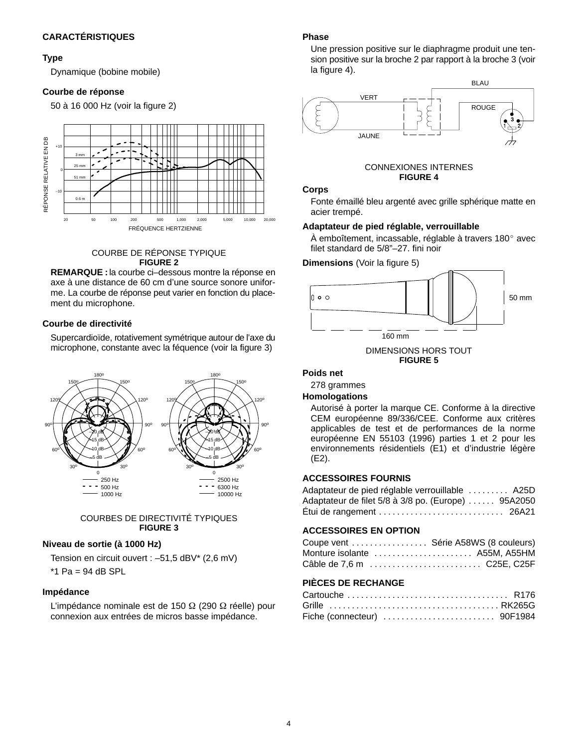## CARACTÉRISTIQUES

### Type

Dynamique (bobine mobile)

### Courbe de réponse

50 à 16 000 Hz (voir la figure 2)

COURBE DE RÉPONSE TYPIQUE
**FIGURE 2**

**REMARQUE :** la courbe ci–dessous montre la réponse en axe à une distance de 60 cm d'une source sonore uniforme. La courbe de réponse peut varier en fonction du placement du microphone.

### Courbe de directivité

Supercardioïde, rotativement symétrique autour de l'axe du microphone, constante avec la féquence (voir la figure 3)

COURBES DE DIRECTIVITÉ TYPIQUES
**FIGURE 3**

### Niveau de sortie (à 1000 Hz)

Tension en circuit ouvert : –51,5 dBV* (2,6 mV)

*1 Pa = 94 dB SPL

### Impédance

L'impédance nominale est de 150 Ω (290 Ω réelle) pour connexion aux entrées de micros basse impédance.

### Phase

Une pression positive sur le diaphragme produit une tension positive sur la broche 2 par rapport à la broche 3 (voir la figure 4).

CONNEXIONES INTERNES
**FIGURE 4**

### Corps

Fonte émaillé bleu argenté avec grille sphérique matte en acier trempé.

### Adaptateur de pied réglable, verrouillable

À emboîtement, incassable, réglable à travers 180° avec filet standard de 5/8"–27. fini noir

### Dimensions (Voir la figure 5)

DIMENSIONS HORS TOUT
**FIGURE 5**

### Poids net

278 grammes

### Homologations

Autorisé à porter la marque CE. Conforme à la directive CEM européenne 89/336/CEE. Conforme aux critères applicables de test et de performances de la norme européenne EN 55103 (1996) parties 1 et 2 pour les environnements résidentiels (E1) et d'industrie légère (E2).

## ACCESSOIRES FOURNIS

| | |
|---|---|
| Adaptateur de pied réglable verrouillable | A25D |
| Adaptateur de filet 5/8 à 3/8 po. (Europe) | 95A2050 |
| Étui de rangement | 26A21 |

## ACCESSOIRES EN OPTION

| | |
|---|---|
| Coupe vent | Série A58WS (8 couleurs) |
| Monture isolante | A55M, A55HM |
| Câble de 7,6 m | C25E, C25F |

## PIÈCES DE RECHANGE

| | |
|---|---|
| Cartouche | R176 |
| Grille | RK265G |
| Fiche (connecteur) | 90F1984 |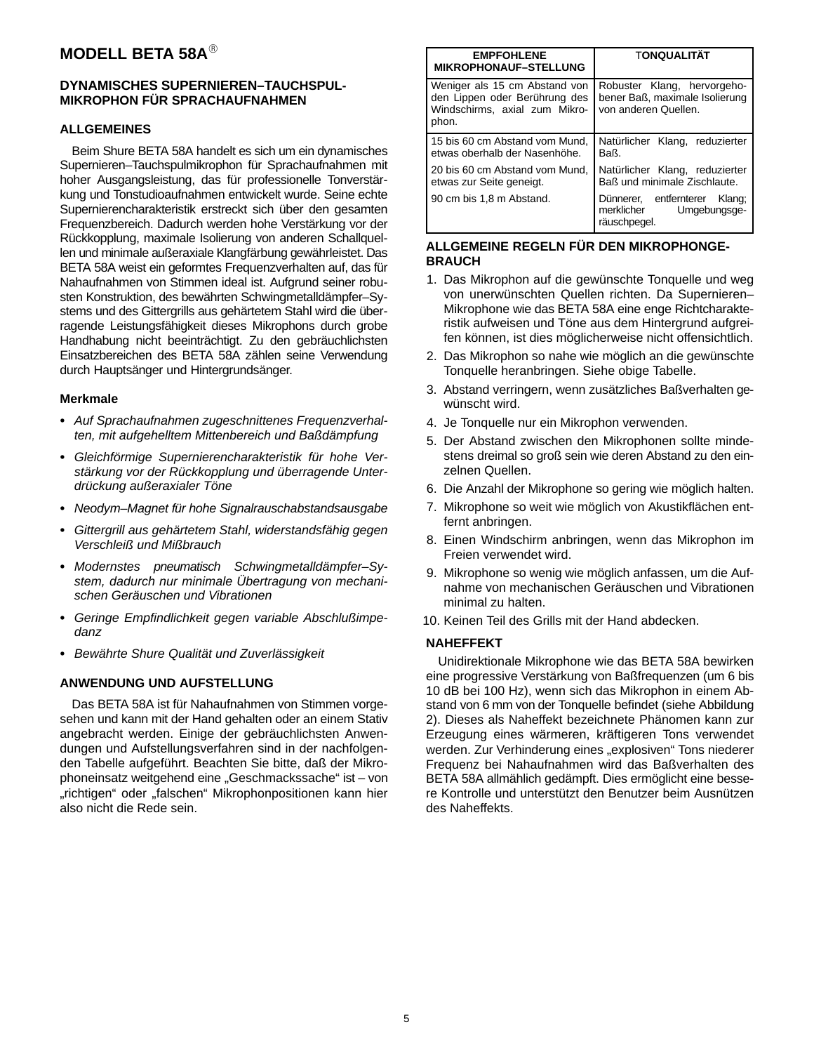# MODELL BETA 58A®

## DYNAMISCHES SUPERNIEREN–TAUCHSPUL-MIKROPHON FÜR SPRACHAUFNAHMEN

### ALLGEMEINES

Beim Shure BETA 58A handelt es sich um ein dynamisches Supernieren–Tauchspulmikrophon für Sprachaufnahmen mit hoher Ausgangsleistung, das für professionelle Tonverstärkung und Tonstudioaufnahmen entwickelt wurde. Seine echte Supernierencharakteristik erstreckt sich über den gesamten Frequenzbereich. Dadurch werden hohe Verstärkung vor der Rückkopplung, maximale Isolierung von anderen Schallquellen und minimale außeraxiale Klangfärbung gewährleistet. Das BETA 58A weist ein geformtes Frequenzverhalten auf, das für Nahaufnahmen von Stimmen ideal ist. Aufgrund seiner robusten Konstruktion, des bewährten Schwingmetalldämpfer–Systems und des Gittergrills aus gehärtetem Stahl wird die überragende Leistungsfähigkeit dieses Mikrophons durch grobe Handhabung nicht beeinträchtigt. Zu den gebräuchlichsten Einsatzbereichen des BETA 58A zählen seine Verwendung durch Hauptsänger und Hintergrundsänger.

### Merkmale

- *Auf Sprachaufnahmen zugeschnittenes Frequenzverhalten, mit aufgehelltem Mittenbereich und Baßdämpfung*
- *Gleichförmige Supernierencharakteristik für hohe Verstärkung vor der Rückkopplung und überragende Unterdrückung außeraxialer Töne*
- *Neodym–Magnet für hohe Signalrauschabstandsausgabe*
- *Gittergrill aus gehärtetem Stahl, widerstandsfähig gegen Verschleiß und Mißbrauch*
- *Modernstes pneumatisch Schwingmetalldämpfer–System, dadurch nur minimale Übertragung von mechanischen Geräuschen und Vibrationen*
- *Geringe Empfindlichkeit gegen variable Abschlußimpedanz*
- *Bewährte Shure Qualität und Zuverlässigkeit*

### ANWENDUNG UND AUFSTELLUNG

Das BETA 58A ist für Nahaufnahmen von Stimmen vorgesehen und kann mit der Hand gehalten oder an einem Stativ angebracht werden. Einige der gebräuchlichsten Anwendungen und Aufstellungsverfahren sind in der nachfolgenden Tabelle aufgeführt. Beachten Sie bitte, daß der Mikrophoneinsatz weitgehend eine „Geschmackssache" ist – von „richtigen" oder „falschen" Mikrophonpositionen kann hier also nicht die Rede sein.

| EMPFOHLENE MIKROPHONAUF–STELLUNG | TONQUALITÄT |
|---|---|
| Weniger als 15 cm Abstand von den Lippen oder Berührung des Windschirms, axial zum Mikrophon. | Robuster Klang, hervorgehobener Baß, maximale Isolierung von anderen Quellen. |
| 15 bis 60 cm Abstand vom Mund, etwas oberhalb der Nasenhöhe. | Natürlicher Klang, reduzierter Baß. |
| 20 bis 60 cm Abstand vom Mund, etwas zur Seite geneigt. | Natürlicher Klang, reduzierter Baß und minimale Zischlaute. |
| 90 cm bis 1,8 m Abstand. | Dünnerer, entfernterer Klang; merklicher Umgebungsgeräuschpegel. |

### ALLGEMEINE REGELN FÜR DEN MIKROPHONGEBRAUCH

1. Das Mikrophon auf die gewünschte Tonquelle und weg von unerwünschten Quellen richten. Da Supernieren–Mikrophone wie das BETA 58A eine enge Richtcharakteristik aufweisen und Töne aus dem Hintergrund aufgreifen können, ist dies möglicherweise nicht offensichtlich.
2. Das Mikrophon so nahe wie möglich an die gewünschte Tonquelle heranbringen. Siehe obige Tabelle.
3. Abstand verringern, wenn zusätzliches Baßverhalten gewünscht wird.
4. Je Tonquelle nur ein Mikrophon verwenden.
5. Der Abstand zwischen den Mikrophonen sollte mindestens dreimal so groß sein wie deren Abstand zu den einzelnen Quellen.
6. Die Anzahl der Mikrophone so gering wie möglich halten.
7. Mikrophone so weit wie möglich von Akustikflächen entfernt anbringen.
8. Einen Windschirm anbringen, wenn das Mikrophon im Freien verwendet wird.
9. Mikrophone so wenig wie möglich anfassen, um die Aufnahme von mechanischen Geräuschen und Vibrationen minimal zu halten.
10. Keinen Teil des Grills mit der Hand abdecken.

### NAHEFFEKT

Unidirektionale Mikrophone wie das BETA 58A bewirken eine progressive Verstärkung von Baßfrequenzen (um 6 bis 10 dB bei 100 Hz), wenn sich das Mikrophon in einem Abstand von 6 mm von der Tonquelle befindet (siehe Abbildung 2). Dieses als Naheffekt bezeichnete Phänomen kann zur Erzeugung eines wärmeren, kräftigeren Tons verwendet werden. Zur Verhinderung eines „explosiven" Tons niederer Frequenz bei Nahaufnahmen wird das Baßverhalten des BETA 58A allmählich gedämpft. Dies ermöglicht eine bessere Kontrolle und unterstützt den Benutzer beim Ausnützen des Naheffekts.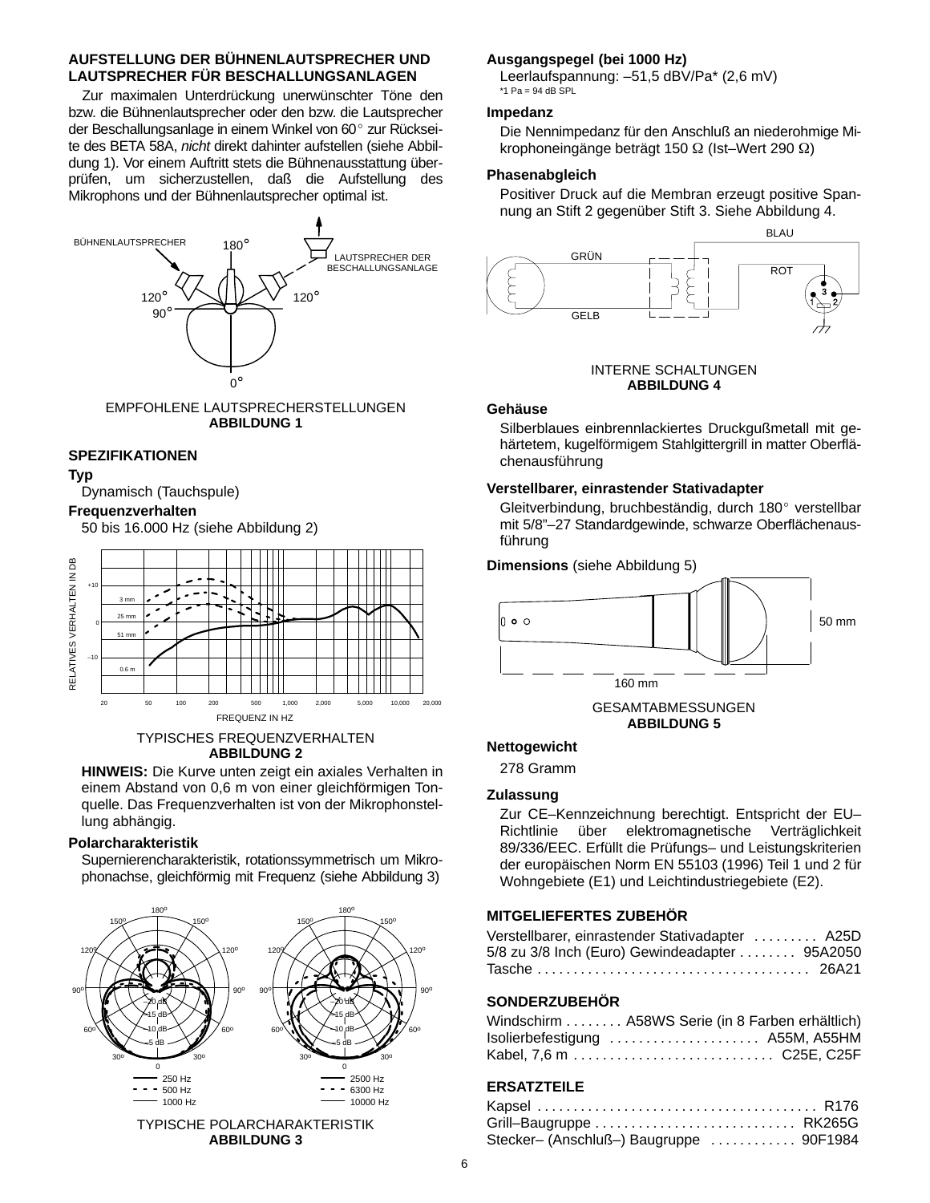## AUFSTELLUNG DER BÜHNENLAUTSPRECHER UND LAUTSPRECHER FÜR BESCHALLUNGSANLAGEN

Zur maximalen Unterdrückung unerwünschter Töne den bzw. die Bühnenlautsprecher oder den bzw. die Lautsprecher der Beschallungsanlage in einem Winkel von 60° zur Rückseite des BETA 58A, *nicht* direkt dahinter aufstellen (siehe Abbildung 1). Vor einem Auftritt stets die Bühnenausstattung überprüfen, um sicherzustellen, daß die Aufstellung des Mikrophons und der Bühnenlautsprecher optimal ist.

EMPFOHLENE LAUTSPRECHERSTELLUNGEN
**ABBILDUNG 1**

## SPEZIFIKATIONEN

**Typ**

Dynamisch (Tauchspule)

**Frequenzverhalten**

50 bis 16.000 Hz (siehe Abbildung 2)

TYPISCHES FREQUENZVERHALTEN
**ABBILDUNG 2**

**HINWEIS:** Die Kurve unten zeigt ein axiales Verhalten in einem Abstand von 0,6 m von einer gleichförmigen Tonquelle. Das Frequenzverhalten ist von der Mikrophonstellung abhängig.

**Polarcharakteristik**

Supernierencharakteristik, rotationssymmetrisch um Mikrophonachse, gleichförmig mit Frequenz (siehe Abbildung 3)

TYPISCHE POLARCHARAKTERISTIK
**ABBILDUNG 3**

**Ausgangspegel (bei 1000 Hz)**

Leerlaufspannung: –51,5 dBV/Pa* (2,6 mV)
*1 Pa = 94 dB SPL

**Impedanz**

Die Nennimpedanz für den Anschluß an niederohmige Mikrophoneingänge beträgt 150 Ω (Ist–Wert 290 Ω)

**Phasenabgleich**

Positiver Druck auf die Membran erzeugt positive Spannung an Stift 2 gegenüber Stift 3. Siehe Abbildung 4.

INTERNE SCHALTUNGEN
**ABBILDUNG 4**

**Gehäuse**

Silberblaues einbrennlackiertes Druckgußmetall mit gehärtetem, kugelförmigem Stahlgittergrill in matter Oberflächenausführung

**Verstellbarer, einrastender Stativadapter**

Gleitverbindung, bruchbeständig, durch 180° verstellbar mit 5/8"–27 Standardgewinde, schwarze Oberflächenausführung

**Dimensions** (siehe Abbildung 5)

GESAMTABMESSUNGEN
**ABBILDUNG 5**

**Nettogewicht**

278 Gramm

**Zulassung**

Zur CE–Kennzeichnung berechtigt. Entspricht der EU–Richtlinie über elektromagnetische Verträglichkeit 89/336/EEC. Erfüllt die Prüfungs– und Leistungskriterien der europäischen Norm EN 55103 (1996) Teil 1 und 2 für Wohngebiete (E1) und Leichtindustriegebiete (E2).

## MITGELIEFERTES ZUBEHÖR

Verstellbarer, einrastender Stativadapter . . . . . . . . . A25D
5/8 zu 3/8 Inch (Euro) Gewindeadapter . . . . . . . . 95A2050
Tasche . . . . . . . . . . . . . . . . . . . . . . . . . . . . . . . . . . . . . 26A21

## SONDERZUBEHÖR

Windschirm . . . . . . . . A58WS Serie (in 8 Farben erhältlich)
Isolierbefestigung . . . . . . . . . . . . . . . . . . . . A55M, A55HM
Kabel, 7,6 m . . . . . . . . . . . . . . . . . . . . . . . . . . . C25E, C25F

## ERSATZTEILE

Kapsel . . . . . . . . . . . . . . . . . . . . . . . . . . . . . . . . . . . . . . R176
Grill–Baugruppe . . . . . . . . . . . . . . . . . . . . . . . . . . . RK265G
Stecker– (Anschluß–) Baugruppe . . . . . . . . . . . . 90F1984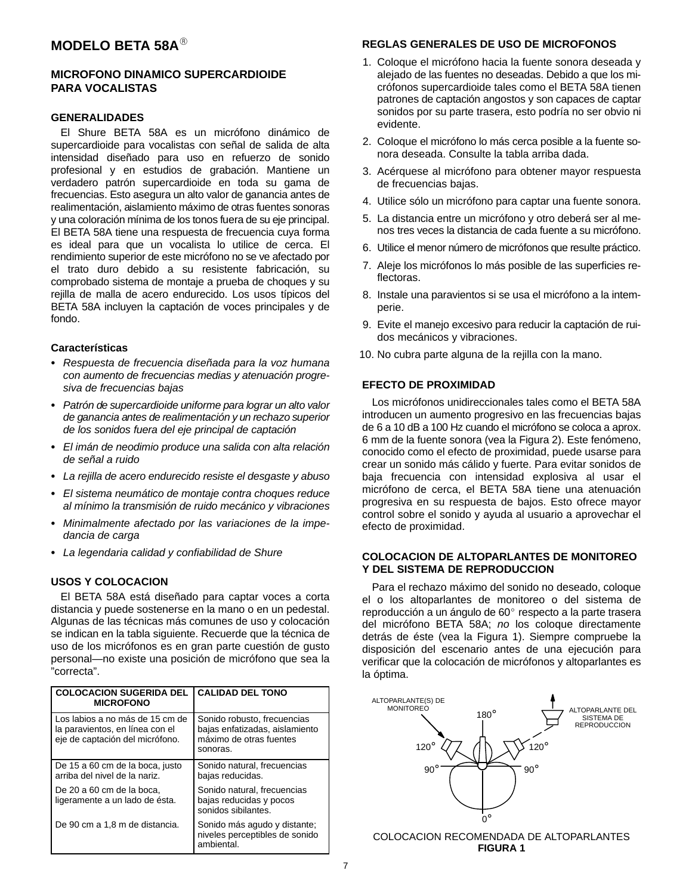# MODELO BETA 58A®

## MICROFONO DINAMICO SUPERCARDIOIDE PARA VOCALISTAS

### GENERALIDADES

El Shure BETA 58A es un micrófono dinámico de supercardioide para vocalistas con señal de salida de alta intensidad diseñado para uso en refuerzo de sonido profesional y en estudios de grabación. Mantiene un verdadero patrón supercardioide en toda su gama de frecuencias. Esto asegura un alto valor de ganancia antes de realimentación, aislamiento máximo de otras fuentes sonoras y una coloración mínima de los tonos fuera de su eje principal. El BETA 58A tiene una respuesta de frecuencia cuya forma es ideal para que un vocalista lo utilice de cerca. El rendimiento superior de este micrófono no se ve afectado por el trato duro debido a su resistente fabricación, su comprobado sistema de montaje a prueba de choques y su rejilla de malla de acero endurecido. Los usos típicos del BETA 58A incluyen la captación de voces principales y de fondo.

### Características

- *Respuesta de frecuencia diseñada para la voz humana con aumento de frecuencias medias y atenuación progresiva de frecuencias bajas*
- *Patrón de supercardioide uniforme para lograr un alto valor de ganancia antes de realimentación y un rechazo superior de los sonidos fuera del eje principal de captación*
- *El imán de neodimio produce una salida con alta relación de señal a ruido*
- *La rejilla de acero endurecido resiste el desgaste y abuso*
- *El sistema neumático de montaje contra choques reduce al mínimo la transmisión de ruido mecánico y vibraciones*
- *Minimalmente afectado por las variaciones de la impedancia de carga*
- *La legendaria calidad y confiabilidad de Shure*

### USOS Y COLOCACION

El BETA 58A está diseñado para captar voces a corta distancia y puede sostenerse en la mano o en un pedestal. Algunas de las técnicas más comunes de uso y colocación se indican en la tabla siguiente. Recuerde que la técnica de uso de los micrófonos es en gran parte cuestión de gusto personal—no existe una posición de micrófono que sea la ”correcta”.

| COLOCACION SUGERIDA DEL MICROFONO | CALIDAD DEL TONO |
|---|---|
| Los labios a no más de 15 cm de la paravientos, en línea con el eje de captación del micrófono. | Sonido robusto, frecuencias bajas enfatizadas, aislamiento máximo de otras fuentes sonoras. |
| De 15 a 60 cm de la boca, justo arriba del nivel de la nariz. | Sonido natural, frecuencias bajas reducidas. |
| De 20 a 60 cm de la boca, ligeramente a un lado de ésta. | Sonido natural, frecuencias bajas reducidas y pocos sonidos sibilantes. |
| De 90 cm a 1,8 m de distancia. | Sonido más agudo y distante; niveles perceptibles de sonido ambiental. |

### REGLAS GENERALES DE USO DE MICROFONOS

1. Coloque el micrófono hacia la fuente sonora deseada y alejado de las fuentes no deseadas. Debido a que los micrófonos supercardioide tales como el BETA 58A tienen patrones de captación angostos y son capaces de captar sonidos por su parte trasera, esto podría no ser obvio ni evidente.
2. Coloque el micrófono lo más cerca posible a la fuente sonora deseada. Consulte la tabla arriba dada.
3. Acérquese al micrófono para obtener mayor respuesta de frecuencias bajas.
4. Utilice sólo un micrófono para captar una fuente sonora.
5. La distancia entre un micrófono y otro deberá ser al menos tres veces la distancia de cada fuente a su micrófono.
6. Utilice el menor número de micrófonos que resulte práctico.
7. Aleje los micrófonos lo más posible de las superficies reflectoras.
8. Instale una paravientos si se usa el micrófono a la intemperie.
9. Evite el manejo excesivo para reducir la captación de ruidos mecánicos y vibraciones.
10. No cubra parte alguna de la rejilla con la mano.

### EFECTO DE PROXIMIDAD

Los micrófonos unidireccionales tales como el BETA 58A introducen un aumento progresivo en las frecuencias bajas de 6 a 10 dB a 100 Hz cuando el micrófono se coloca a aprox. 6 mm de la fuente sonora (vea la Figura 2). Este fenómeno, conocido como el efecto de proximidad, puede usarse para crear un sonido más cálido y fuerte. Para evitar sonidos de baja frecuencia con intensidad explosiva al usar el micrófono de cerca, el BETA 58A tiene una atenuación progresiva en su respuesta de bajos. Esto ofrece mayor control sobre el sonido y ayuda al usuario a aprovechar el efecto de proximidad.

### COLOCACION DE ALTOPARLANTES DE MONITOREO Y DEL SISTEMA DE REPRODUCCION

Para el rechazo máximo del sonido no deseado, coloque el o los altoparlantes de monitoreo o del sistema de reproducción a un ángulo de 60° respecto a la parte trasera del micrófono BETA 58A; *no* los coloque directamente detrás de éste (vea la Figura 1). Siempre compruebe la disposición del escenario antes de una ejecución para verificar que la colocación de micrófonos y altoparlantes es la óptima.

ALTOPARLANTE(S) DE MONITOREO — ALTOPARLANTE DEL SISTEMA DE REPRODUCCION — 180° — 120° — 120° — 90° — 90° — 0°

COLOCACION RECOMENDADA DE ALTOPARLANTES
**FIGURA 1**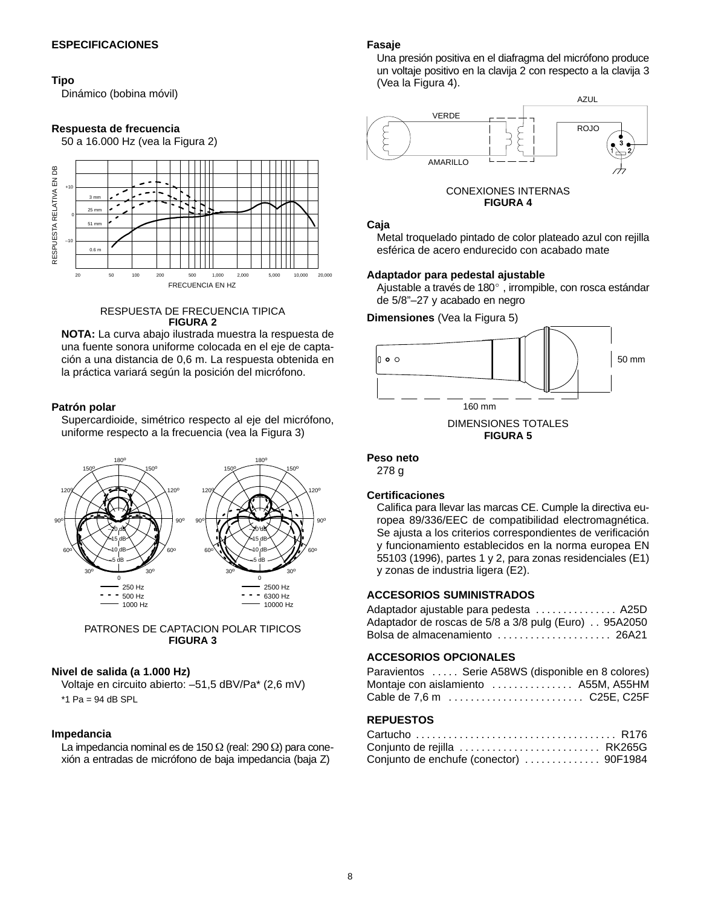**ESPECIFICACIONES**

**Tipo**

Dinámico (bobina móvil)

**Respuesta de frecuencia**

50 a 16.000 Hz (vea la Figura 2)

RESPUESTA DE FRECUENCIA TIPICA
**FIGURA 2**

**NOTA:** La curva abajo ilustrada muestra la respuesta de una fuente sonora uniforme colocada en el eje de captación a una distancia de 0,6 m. La respuesta obtenida en la práctica variará según la posición del micrófono.

**Patrón polar**

Supercardioide, simétrico respecto al eje del micrófono, uniforme respecto a la frecuencia (vea la Figura 3)

PATRONES DE CAPTACION POLAR TIPICOS
**FIGURA 3**

**Nivel de salida (a 1.000 Hz)**

Voltaje en circuito abierto: –51,5 dBV/Pa* (2,6 mV)

*1 Pa = 94 dB SPL

**Impedancia**

La impedancia nominal es de 150 Ω (real: 290 Ω) para conexión a entradas de micrófono de baja impedancia (baja Z)

**Fasaje**

Una presión positiva en el diafragma del micrófono produce un voltaje positivo en la clavija 2 con respecto a la clavija 3 (Vea la Figura 4).

CONEXIONES INTERNAS
**FIGURA 4**

**Caja**

Metal troquelado pintado de color plateado azul con rejilla esférica de acero endurecido con acabado mate

**Adaptador para pedestal ajustable**

Ajustable a través de 180°, irrompible, con rosca estándar de 5/8"–27 y acabado en negro

**Dimensiones** (Vea la Figura 5)

DIMENSIONES TOTALES
**FIGURA 5**

**Peso neto**

278 g

**Certificaciones**

Califica para llevar las marcas CE. Cumple la directiva europea 89/336/EEC de compatibilidad electromagnética. Se ajusta a los criterios correspondientes de verificación y funcionamiento establecidos en la norma europea EN 55103 (1996), partes 1 y 2, para zonas residenciales (E1) y zonas de industria ligera (E2).

**ACCESORIOS SUMINISTRADOS**

Adaptador ajustable para pedesta . . . . . . . . . . . . . . . A25D
Adaptador de roscas de 5/8 a 3/8 pulg (Euro) . . 95A2050
Bolsa de almacenamiento . . . . . . . . . . . . . . . . . . . . . 26A21

**ACCESORIOS OPCIONALES**

Paravientos . . . . . Serie A58WS (disponible en 8 colores)
Montaje con aislamiento . . . . . . . . . . . . . . A55M, A55HM
Cable de 7,6 m . . . . . . . . . . . . . . . . . . . . . . . . . C25E, C25F

**REPUESTOS**

Cartucho . . . . . . . . . . . . . . . . . . . . . . . . . . . . . . . . . . . . R176
Conjunto de rejilla . . . . . . . . . . . . . . . . . . . . . . . . . . RK265G
Conjunto de enchufe (conector) . . . . . . . . . . . . . 90F1984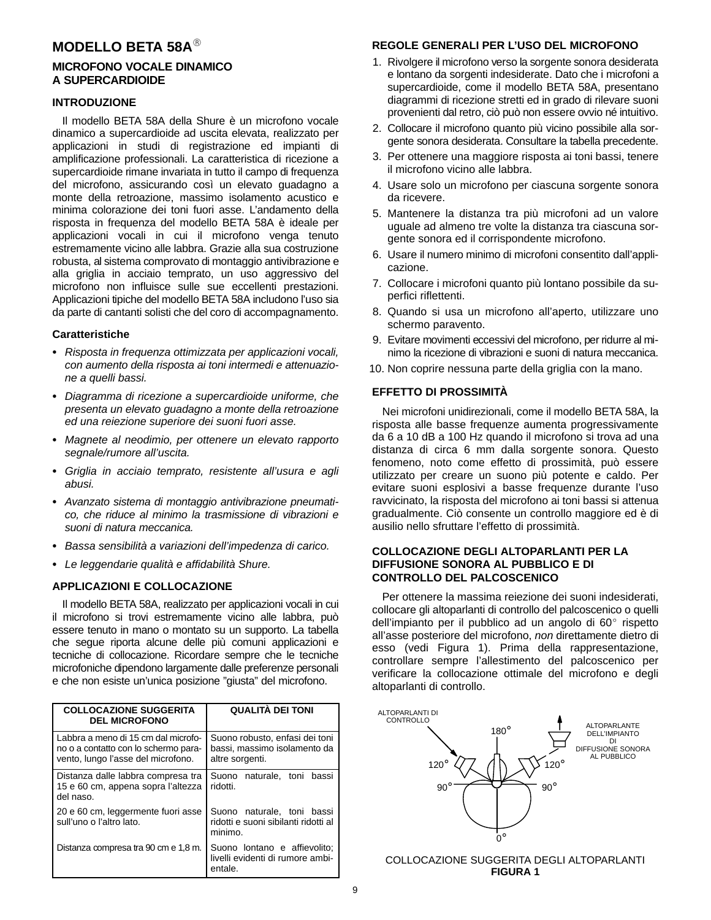# MODELLO BETA 58A®

## MICROFONO VOCALE DINAMICO A SUPERCARDIOIDE

### INTRODUZIONE

Il modello BETA 58A della Shure è un microfono vocale dinamico a supercardioide ad uscita elevata, realizzato per applicazioni in studi di registrazione ed impianti di amplificazione professionali. La caratteristica di ricezione a supercardioide rimane invariata in tutto il campo di frequenza del microfono, assicurando così un elevato guadagno a monte della retroazione, massimo isolamento acustico e minima colorazione dei toni fuori asse. L'andamento della risposta in frequenza del modello BETA 58A è ideale per applicazioni vocali in cui il microfono venga tenuto estremamente vicino alle labbra. Grazie alla sua costruzione robusta, al sistema comprovato di montaggio antivibrazione e alla griglia in acciaio temprato, un uso aggressivo del microfono non influisce sulle sue eccellenti prestazioni. Applicazioni tipiche del modello BETA 58A includono l'uso sia da parte di cantanti solisti che del coro di accompagnamento.

#### Caratteristiche

- *Risposta in frequenza ottimizzata per applicazioni vocali, con aumento della risposta ai toni intermedi e attenuazione a quelli bassi.*
- *Diagramma di ricezione a supercardioide uniforme, che presenta un elevato guadagno a monte della retroazione ed una reiezione superiore dei suoni fuori asse.*
- *Magnete al neodimio, per ottenere un elevato rapporto segnale/rumore all'uscita.*
- *Griglia in acciaio temprato, resistente all'usura e agli abusi.*
- *Avanzato sistema di montaggio antivibrazione pneumatico, che riduce al minimo la trasmissione di vibrazioni e suoni di natura meccanica.*
- *Bassa sensibilità a variazioni dell'impedenza di carico.*
- *Le leggendarie qualità e affidabilità Shure.*

### APPLICAZIONI E COLLOCAZIONE

Il modello BETA 58A, realizzato per applicazioni vocali in cui il microfono si trovi estremamente vicino alle labbra, può essere tenuto in mano o montato su un supporto. La tabella che segue riporta alcune delle più comuni applicazioni e tecniche di collocazione. Ricordare sempre che le tecniche microfoniche dipendono largamente dalle preferenze personali e che non esiste un'unica posizione "giusta" del microfono.

| COLLOCAZIONE SUGGERITA DEL MICROFONO | QUALITÀ DEI TONI |
|---|---|
| Labbra a meno di 15 cm dal microfono o a contatto con lo schermo paravento, lungo l'asse del microfono. | Suono robusto, enfasi dei toni bassi, massimo isolamento da altre sorgenti. |
| Distanza dalle labbra compresa tra 15 e 60 cm, appena sopra l'altezza del naso. | Suono naturale, toni bassi ridotti. |
| 20 e 60 cm, leggermente fuori asse sull'uno o l'altro lato. | Suono naturale, toni bassi ridotti e suoni sibilanti ridotti al minimo. |
| Distanza compresa tra 90 cm e 1,8 m. | Suono lontano e affievolito; livelli evidenti di rumore ambientale. |

### REGOLE GENERALI PER L'USO DEL MICROFONO

1. Rivolgere il microfono verso la sorgente sonora desiderata e lontano da sorgenti indesiderate. Dato che i microfoni a supercardioide, come il modello BETA 58A, presentano diagrammi di ricezione stretti ed in grado di rilevare suoni provenienti dal retro, ciò può non essere ovvio né intuitivo.
2. Collocare il microfono quanto più vicino possibile alla sorgente sonora desiderata. Consultare la tabella precedente.
3. Per ottenere una maggiore risposta ai toni bassi, tenere il microfono vicino alle labbra.
4. Usare solo un microfono per ciascuna sorgente sonora da ricevere.
5. Mantenere la distanza tra più microfoni ad un valore uguale ad almeno tre volte la distanza tra ciascuna sorgente sonora ed il corrispondente microfono.
6. Usare il numero minimo di microfoni consentito dall'applicazione.
7. Collocare i microfoni quanto più lontano possibile da superfici riflettenti.
8. Quando si usa un microfono all'aperto, utilizzare uno schermo paravento.
9. Evitare movimenti eccessivi del microfono, per ridurre al minimo la ricezione di vibrazioni e suoni di natura meccanica.
10. Non coprire nessuna parte della griglia con la mano.

### EFFETTO DI PROSSIMITÀ

Nei microfoni unidirezionali, come il modello BETA 58A, la risposta alle basse frequenze aumenta progressivamente da 6 a 10 dB a 100 Hz quando il microfono si trova ad una distanza di circa 6 mm dalla sorgente sonora. Questo fenomeno, noto come effetto di prossimità, può essere utilizzato per creare un suono più potente e caldo. Per evitare suoni esplosivi a basse frequenze durante l'uso ravvicinato, la risposta del microfono ai toni bassi si attenua gradualmente. Ciò consente un controllo maggiore ed è di ausilio nello sfruttare l'effetto di prossimità.

### COLLOCAZIONE DEGLI ALTOPARLANTI PER LA DIFFUSIONE SONORA AL PUBBLICO E DI CONTROLLO DEL PALCOSCENICO

Per ottenere la massima reiezione dei suoni indesiderati, collocare gli altoparlanti di controllo del palcoscenico o quelli dell'impianto per il pubblico ad un angolo di 60° rispetto all'asse posteriore del microfono, *non* direttamente dietro di esso (vedi Figura 1). Prima della rappresentazione, controllare sempre l'allestimento del palcoscenico per verificare la collocazione ottimale del microfono e degli altoparlanti di controllo.

ALTOPARLANTI DI CONTROLLO — 180° — ALTOPARLANTE DELL'IMPIANTO DI DIFFUSIONE SONORA AL PUBBLICO — 120° — 120° — 90° — 90° — 0°

COLLOCAZIONE SUGGERITA DEGLI ALTOPARLANTI
**FIGURA 1**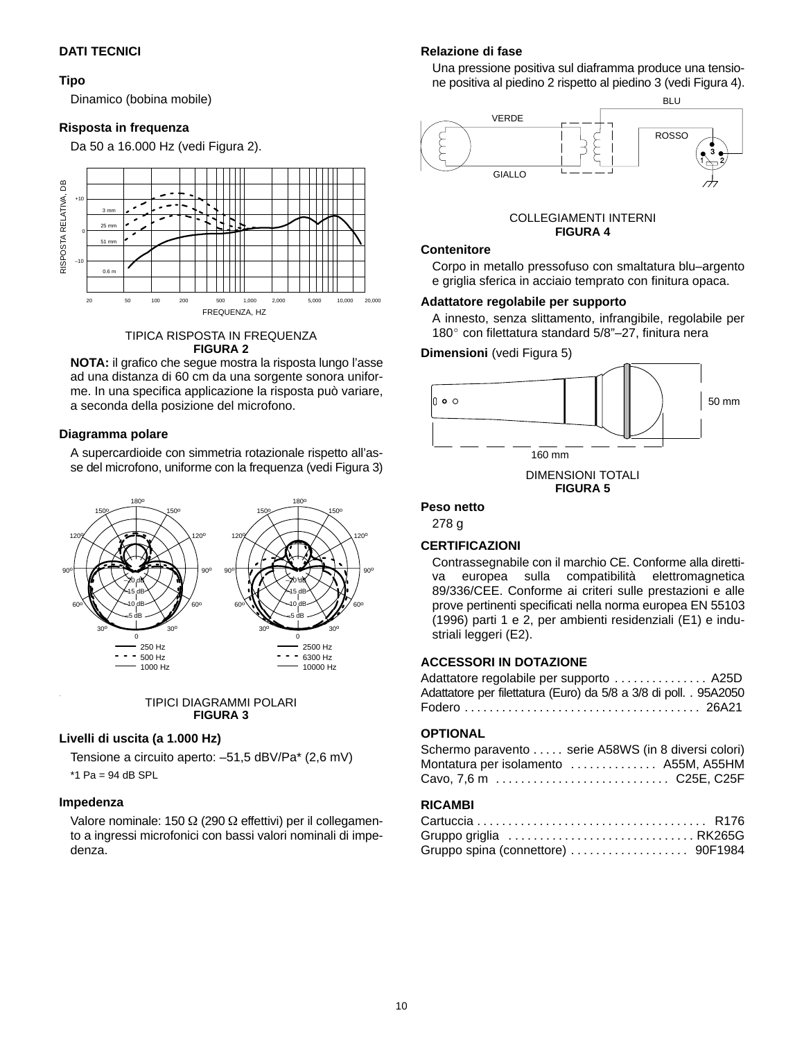**DATI TECNICI**

**Tipo**

Dinamico (bobina mobile)

**Risposta in frequenza**

Da 50 a 16.000 Hz (vedi Figura 2).

TIPICA RISPOSTA IN FREQUENZA
**FIGURA 2**

**NOTA:** il grafico che segue mostra la risposta lungo l'asse ad una distanza di 60 cm da una sorgente sonora uniforme. In una specifica applicazione la risposta può variare, a seconda della posizione del microfono.

**Diagramma polare**

A supercardioide con simmetria rotazionale rispetto all'asse del microfono, uniforme con la frequenza (vedi Figura 3)

TIPICI DIAGRAMMI POLARI
**FIGURA 3**

**Livelli di uscita (a 1.000 Hz)**

Tensione a circuito aperto: –51,5 dBV/Pa* (2,6 mV)

*1 Pa = 94 dB SPL

**Impedenza**

Valore nominale: 150 Ω (290 Ω effettivi) per il collegamento a ingressi microfonici con bassi valori nominali di impedenza.

**Relazione di fase**

Una pressione positiva sul diaframma produce una tensione positiva al piedino 2 rispetto al piedino 3 (vedi Figura 4).

COLLEGAMENTI INTERNI
**FIGURA 4**

**Contenitore**

Corpo in metallo pressofuso con smaltatura blu–argento e griglia sferica in acciaio temprato con finitura opaca.

**Adattatore regolabile per supporto**

A innesto, senza slittamento, infrangibile, regolabile per 180° con filettatura standard 5/8"–27, finitura nera

**Dimensioni** (vedi Figura 5)

DIMENSIONI TOTALI
**FIGURA 5**

**Peso netto**

278 g

**CERTIFICAZIONI**

Contrassegnabile con il marchio CE. Conforme alla direttiva europea sulla compatibilità elettromagnetica 89/336/CEE. Conforme ai criteri sulle prestazioni e alle prove pertinenti specificati nella norma europea EN 55103 (1996) parti 1 e 2, per ambienti residenziali (E1) e industriali leggeri (E2).

**ACCESSORI IN DOTAZIONE**

Adattatore regolabile per supporto . . . . . . . . . . . . . . . A25D
Adattatore per filettatura (Euro) da 5/8 a 3/8 di poll. . . 95A2050
Fodero . . . . . . . . . . . . . . . . . . . . . . . . . . . . . . . . . . . . . . 26A21

**OPTIONAL**

Schermo paravento . . . . . serie A58WS (in 8 diversi colori)
Montatura per isolamento . . . . . . . . . . . . . . A55M, A55HM
Cavo, 7,6 m . . . . . . . . . . . . . . . . . . . . . . . . . . . . C25E, C25F

**RICAMBI**

Cartuccia . . . . . . . . . . . . . . . . . . . . . . . . . . . . . . . . . . . . . R176
Gruppo griglia . . . . . . . . . . . . . . . . . . . . . . . . . . . . . . RK265G
Gruppo spina (connettore) . . . . . . . . . . . . . . . . . . . 90F1984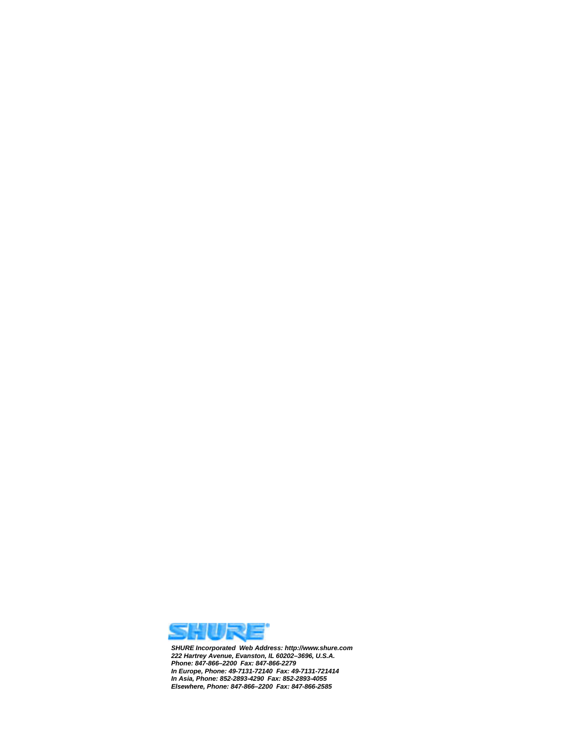SHURE

***SHURE Incorporated  Web Address: http://www.shure.com***
***222 Hartrey Avenue, Evanston, IL 60202–3696, U.S.A.***
***Phone: 847-866–2200  Fax: 847-866-2279***
***In Europe, Phone: 49-7131-72140  Fax: 49-7131-721414***
***In Asia, Phone: 852-2893-4290  Fax: 852-2893-4055***
***Elsewhere, Phone: 847-866–2200  Fax: 847-866-2585***